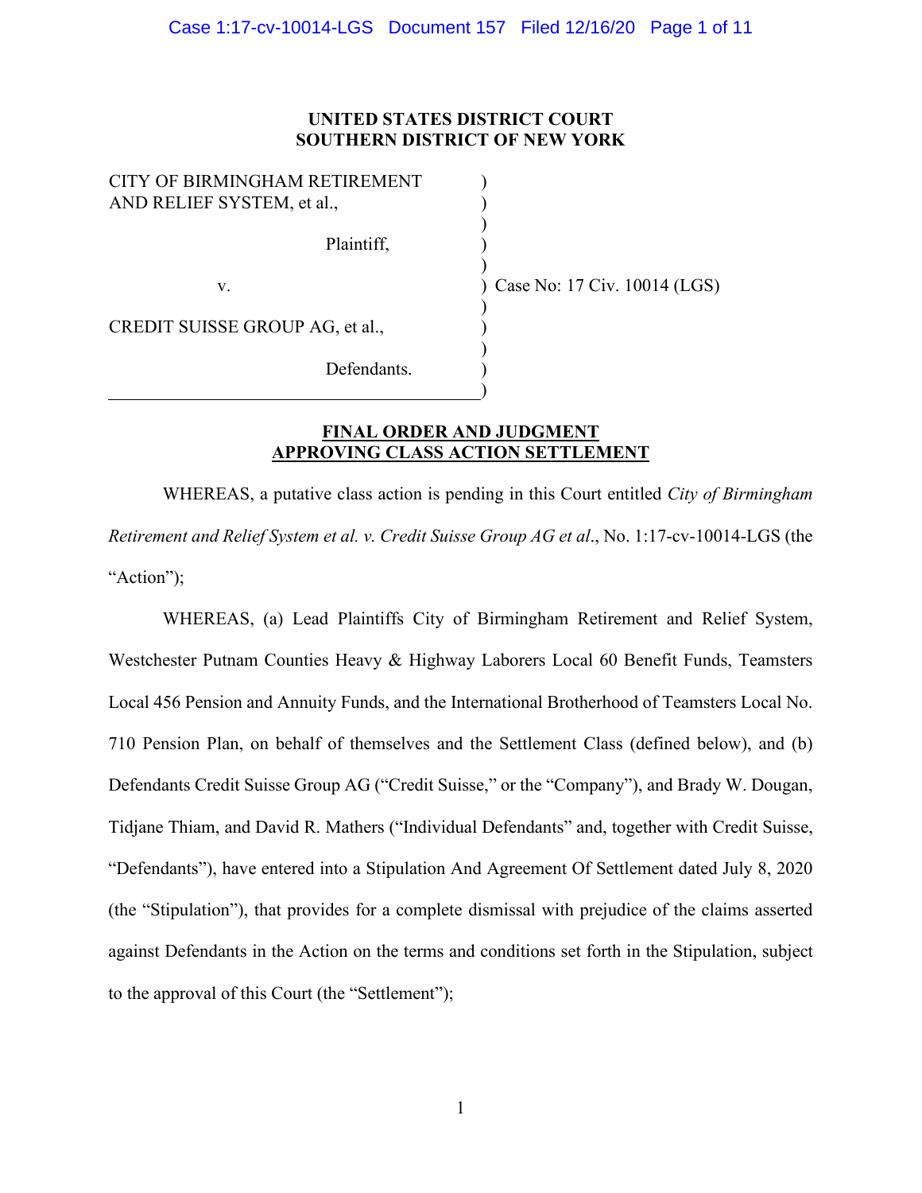**UNITED STATES DISTRICT COURT**
**SOUTHERN DISTRICT OF NEW YORK**

CITY OF BIRMINGHAM RETIREMENT AND RELIEF SYSTEM, et al.,

Plaintiff,

v.

CREDIT SUISSE GROUP AG, et al.,

Defendants.

Case No: 17 Civ. 10014 (LGS)

**FINAL ORDER AND JUDGMENT APPROVING CLASS ACTION SETTLEMENT**

WHEREAS, a putative class action is pending in this Court entitled *City of Birmingham Retirement and Relief System et al. v. Credit Suisse Group AG et al.*, No. 1:17-cv-10014-LGS (the "Action");

WHEREAS, (a) Lead Plaintiffs City of Birmingham Retirement and Relief System, Westchester Putnam Counties Heavy & Highway Laborers Local 60 Benefit Funds, Teamsters Local 456 Pension and Annuity Funds, and the International Brotherhood of Teamsters Local No. 710 Pension Plan, on behalf of themselves and the Settlement Class (defined below), and (b) Defendants Credit Suisse Group AG ("Credit Suisse," or the "Company"), and Brady W. Dougan, Tidjane Thiam, and David R. Mathers ("Individual Defendants" and, together with Credit Suisse, "Defendants"), have entered into a Stipulation And Agreement Of Settlement dated July 8, 2020 (the "Stipulation"), that provides for a complete dismissal with prejudice of the claims asserted against Defendants in the Action on the terms and conditions set forth in the Stipulation, subject to the approval of this Court (the "Settlement");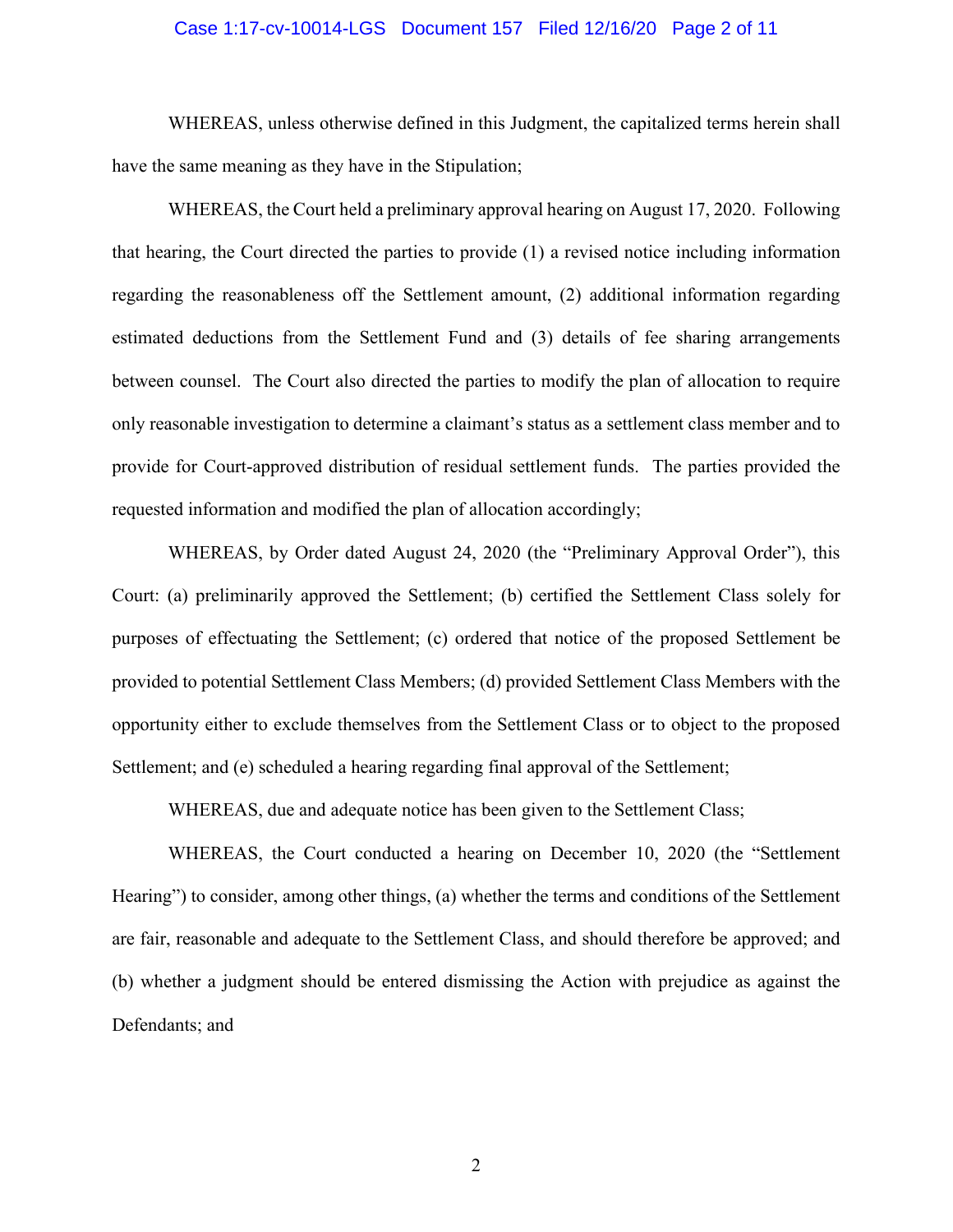WHEREAS, unless otherwise defined in this Judgment, the capitalized terms herein shall have the same meaning as they have in the Stipulation;

WHEREAS, the Court held a preliminary approval hearing on August 17, 2020. Following that hearing, the Court directed the parties to provide (1) a revised notice including information regarding the reasonableness off the Settlement amount, (2) additional information regarding estimated deductions from the Settlement Fund and (3) details of fee sharing arrangements between counsel. The Court also directed the parties to modify the plan of allocation to require only reasonable investigation to determine a claimant's status as a settlement class member and to provide for Court-approved distribution of residual settlement funds. The parties provided the requested information and modified the plan of allocation accordingly;

WHEREAS, by Order dated August 24, 2020 (the "Preliminary Approval Order"), this Court: (a) preliminarily approved the Settlement; (b) certified the Settlement Class solely for purposes of effectuating the Settlement; (c) ordered that notice of the proposed Settlement be provided to potential Settlement Class Members; (d) provided Settlement Class Members with the opportunity either to exclude themselves from the Settlement Class or to object to the proposed Settlement; and (e) scheduled a hearing regarding final approval of the Settlement;

WHEREAS, due and adequate notice has been given to the Settlement Class;

WHEREAS, the Court conducted a hearing on December 10, 2020 (the "Settlement Hearing") to consider, among other things, (a) whether the terms and conditions of the Settlement are fair, reasonable and adequate to the Settlement Class, and should therefore be approved; and (b) whether a judgment should be entered dismissing the Action with prejudice as against the Defendants; and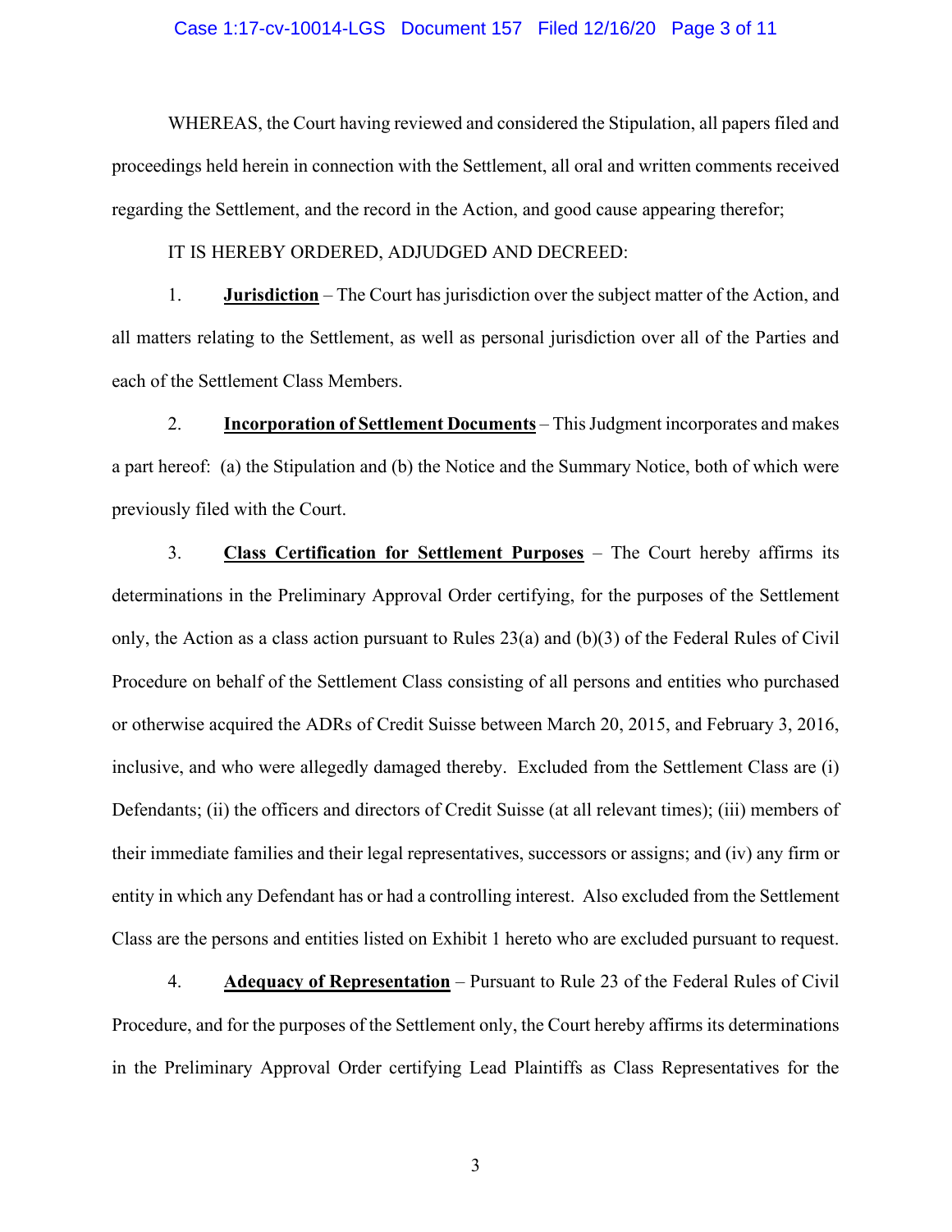WHEREAS, the Court having reviewed and considered the Stipulation, all papers filed and proceedings held herein in connection with the Settlement, all oral and written comments received regarding the Settlement, and the record in the Action, and good cause appearing therefor;

IT IS HEREBY ORDERED, ADJUDGED AND DECREED:

1. **Jurisdiction** – The Court has jurisdiction over the subject matter of the Action, and all matters relating to the Settlement, as well as personal jurisdiction over all of the Parties and each of the Settlement Class Members.

2. **Incorporation of Settlement Documents** – This Judgment incorporates and makes a part hereof: (a) the Stipulation and (b) the Notice and the Summary Notice, both of which were previously filed with the Court.

3. **Class Certification for Settlement Purposes** – The Court hereby affirms its determinations in the Preliminary Approval Order certifying, for the purposes of the Settlement only, the Action as a class action pursuant to Rules 23(a) and (b)(3) of the Federal Rules of Civil Procedure on behalf of the Settlement Class consisting of all persons and entities who purchased or otherwise acquired the ADRs of Credit Suisse between March 20, 2015, and February 3, 2016, inclusive, and who were allegedly damaged thereby. Excluded from the Settlement Class are (i) Defendants; (ii) the officers and directors of Credit Suisse (at all relevant times); (iii) members of their immediate families and their legal representatives, successors or assigns; and (iv) any firm or entity in which any Defendant has or had a controlling interest. Also excluded from the Settlement Class are the persons and entities listed on Exhibit 1 hereto who are excluded pursuant to request.

4. **Adequacy of Representation** – Pursuant to Rule 23 of the Federal Rules of Civil Procedure, and for the purposes of the Settlement only, the Court hereby affirms its determinations in the Preliminary Approval Order certifying Lead Plaintiffs as Class Representatives for the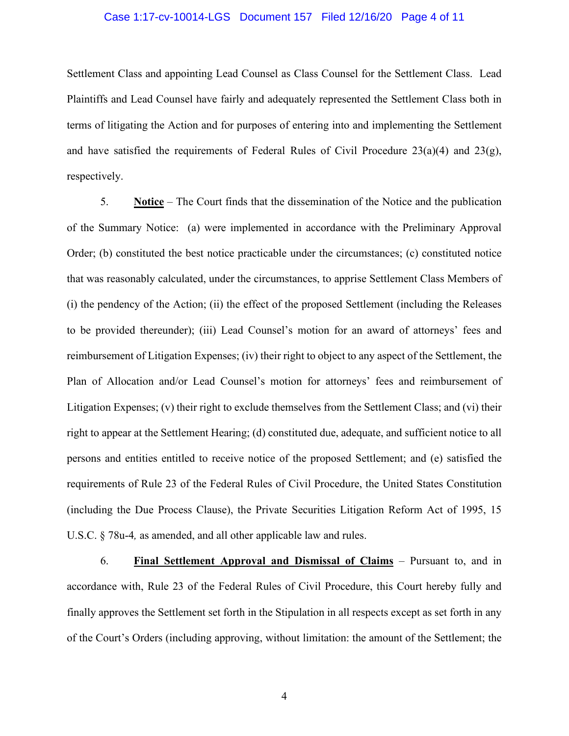Settlement Class and appointing Lead Counsel as Class Counsel for the Settlement Class. Lead Plaintiffs and Lead Counsel have fairly and adequately represented the Settlement Class both in terms of litigating the Action and for purposes of entering into and implementing the Settlement and have satisfied the requirements of Federal Rules of Civil Procedure 23(a)(4) and 23(g), respectively.

5. **Notice** – The Court finds that the dissemination of the Notice and the publication of the Summary Notice: (a) were implemented in accordance with the Preliminary Approval Order; (b) constituted the best notice practicable under the circumstances; (c) constituted notice that was reasonably calculated, under the circumstances, to apprise Settlement Class Members of (i) the pendency of the Action; (ii) the effect of the proposed Settlement (including the Releases to be provided thereunder); (iii) Lead Counsel's motion for an award of attorneys' fees and reimbursement of Litigation Expenses; (iv) their right to object to any aspect of the Settlement, the Plan of Allocation and/or Lead Counsel's motion for attorneys' fees and reimbursement of Litigation Expenses; (v) their right to exclude themselves from the Settlement Class; and (vi) their right to appear at the Settlement Hearing; (d) constituted due, adequate, and sufficient notice to all persons and entities entitled to receive notice of the proposed Settlement; and (e) satisfied the requirements of Rule 23 of the Federal Rules of Civil Procedure, the United States Constitution (including the Due Process Clause), the Private Securities Litigation Reform Act of 1995, 15 U.S.C. § 78u-4*,* as amended, and all other applicable law and rules.

6. **Final Settlement Approval and Dismissal of Claims** – Pursuant to, and in accordance with, Rule 23 of the Federal Rules of Civil Procedure, this Court hereby fully and finally approves the Settlement set forth in the Stipulation in all respects except as set forth in any of the Court's Orders (including approving, without limitation: the amount of the Settlement; the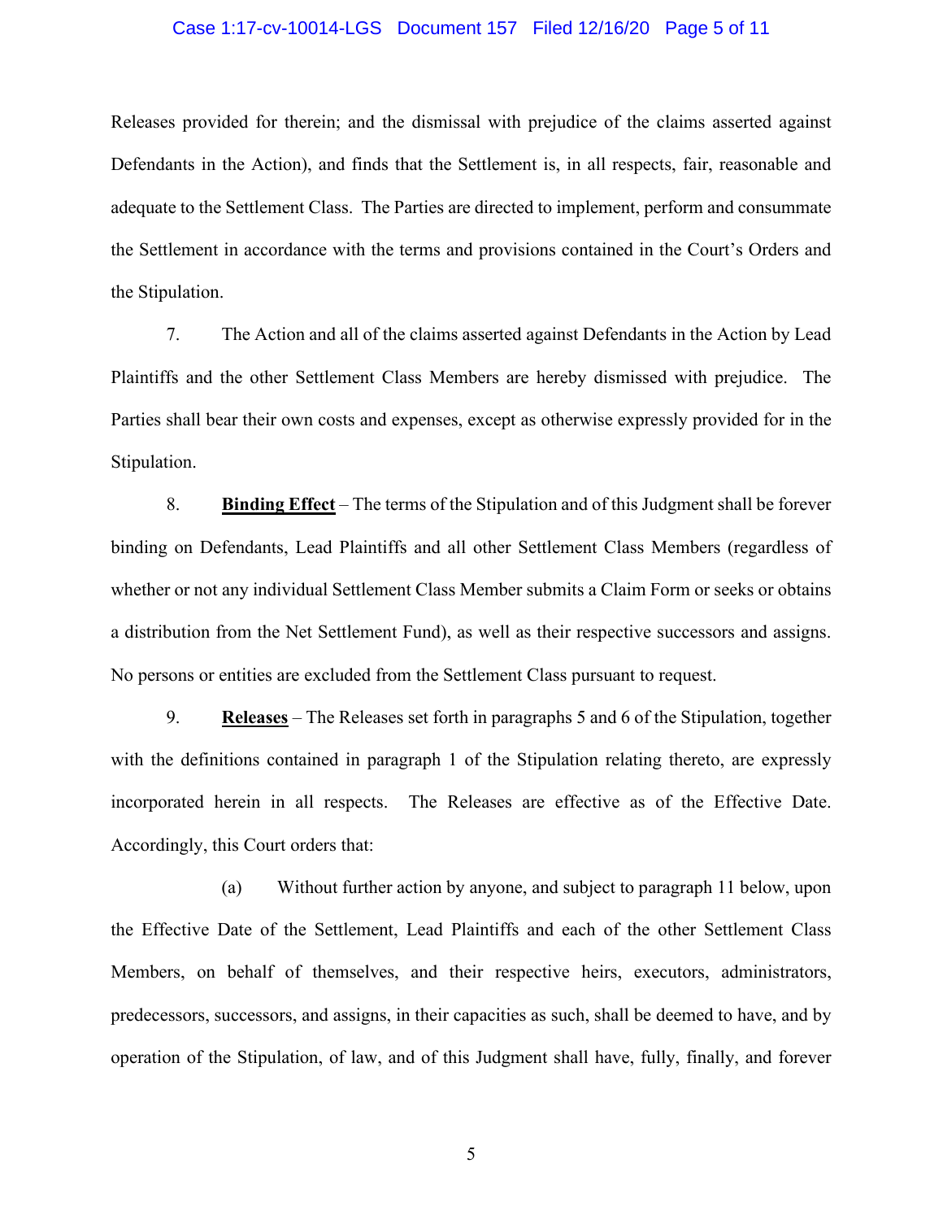Releases provided for therein; and the dismissal with prejudice of the claims asserted against Defendants in the Action), and finds that the Settlement is, in all respects, fair, reasonable and adequate to the Settlement Class. The Parties are directed to implement, perform and consummate the Settlement in accordance with the terms and provisions contained in the Court's Orders and the Stipulation.

7. The Action and all of the claims asserted against Defendants in the Action by Lead Plaintiffs and the other Settlement Class Members are hereby dismissed with prejudice. The Parties shall bear their own costs and expenses, except as otherwise expressly provided for in the Stipulation.

8. **Binding Effect** – The terms of the Stipulation and of this Judgment shall be forever binding on Defendants, Lead Plaintiffs and all other Settlement Class Members (regardless of whether or not any individual Settlement Class Member submits a Claim Form or seeks or obtains a distribution from the Net Settlement Fund), as well as their respective successors and assigns. No persons or entities are excluded from the Settlement Class pursuant to request.

9. **Releases** – The Releases set forth in paragraphs 5 and 6 of the Stipulation, together with the definitions contained in paragraph 1 of the Stipulation relating thereto, are expressly incorporated herein in all respects. The Releases are effective as of the Effective Date. Accordingly, this Court orders that:

(a) Without further action by anyone, and subject to paragraph 11 below, upon the Effective Date of the Settlement, Lead Plaintiffs and each of the other Settlement Class Members, on behalf of themselves, and their respective heirs, executors, administrators, predecessors, successors, and assigns, in their capacities as such, shall be deemed to have, and by operation of the Stipulation, of law, and of this Judgment shall have, fully, finally, and forever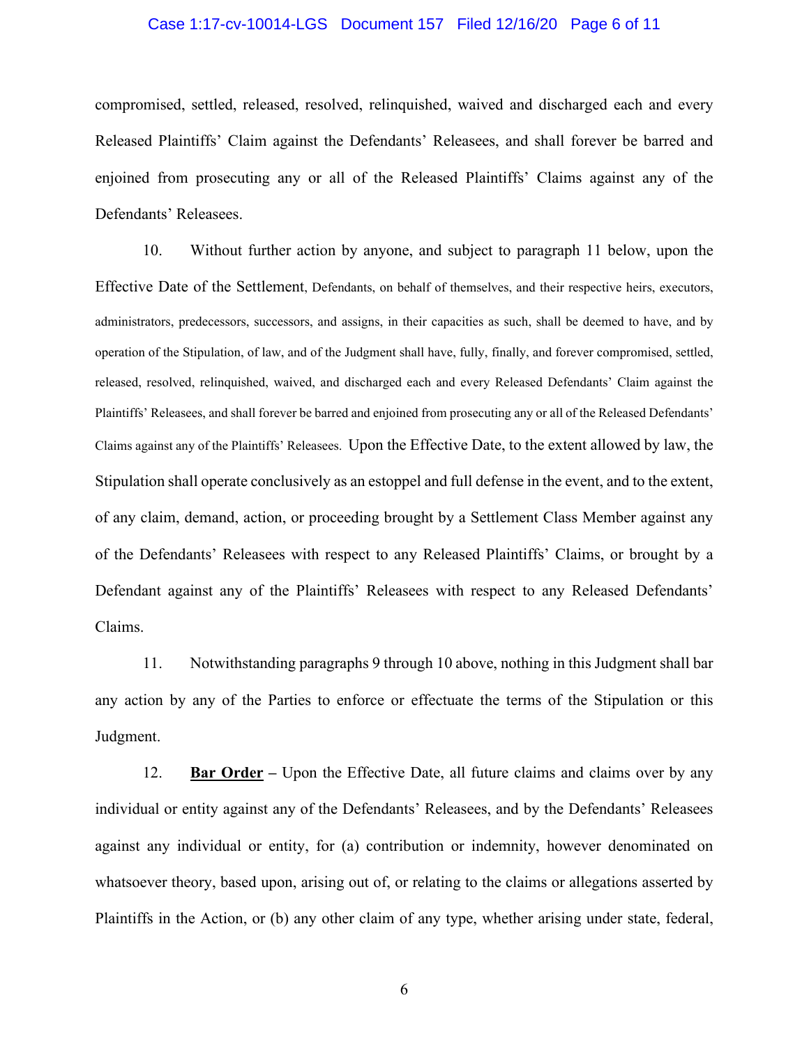compromised, settled, released, resolved, relinquished, waived and discharged each and every Released Plaintiffs' Claim against the Defendants' Releasees, and shall forever be barred and enjoined from prosecuting any or all of the Released Plaintiffs' Claims against any of the Defendants' Releasees.

10. Without further action by anyone, and subject to paragraph 11 below, upon the Effective Date of the Settlement, Defendants, on behalf of themselves, and their respective heirs, executors, administrators, predecessors, successors, and assigns, in their capacities as such, shall be deemed to have, and by operation of the Stipulation, of law, and of the Judgment shall have, fully, finally, and forever compromised, settled, released, resolved, relinquished, waived, and discharged each and every Released Defendants' Claim against the Plaintiffs' Releasees, and shall forever be barred and enjoined from prosecuting any or all of the Released Defendants' Claims against any of the Plaintiffs' Releasees. Upon the Effective Date, to the extent allowed by law, the Stipulation shall operate conclusively as an estoppel and full defense in the event, and to the extent, of any claim, demand, action, or proceeding brought by a Settlement Class Member against any of the Defendants' Releasees with respect to any Released Plaintiffs' Claims, or brought by a Defendant against any of the Plaintiffs' Releasees with respect to any Released Defendants' Claims.

11. Notwithstanding paragraphs 9 through 10 above, nothing in this Judgment shall bar any action by any of the Parties to enforce or effectuate the terms of the Stipulation or this Judgment.

12. **Bar Order** – Upon the Effective Date, all future claims and claims over by any individual or entity against any of the Defendants' Releasees, and by the Defendants' Releasees against any individual or entity, for (a) contribution or indemnity, however denominated on whatsoever theory, based upon, arising out of, or relating to the claims or allegations asserted by Plaintiffs in the Action, or (b) any other claim of any type, whether arising under state, federal,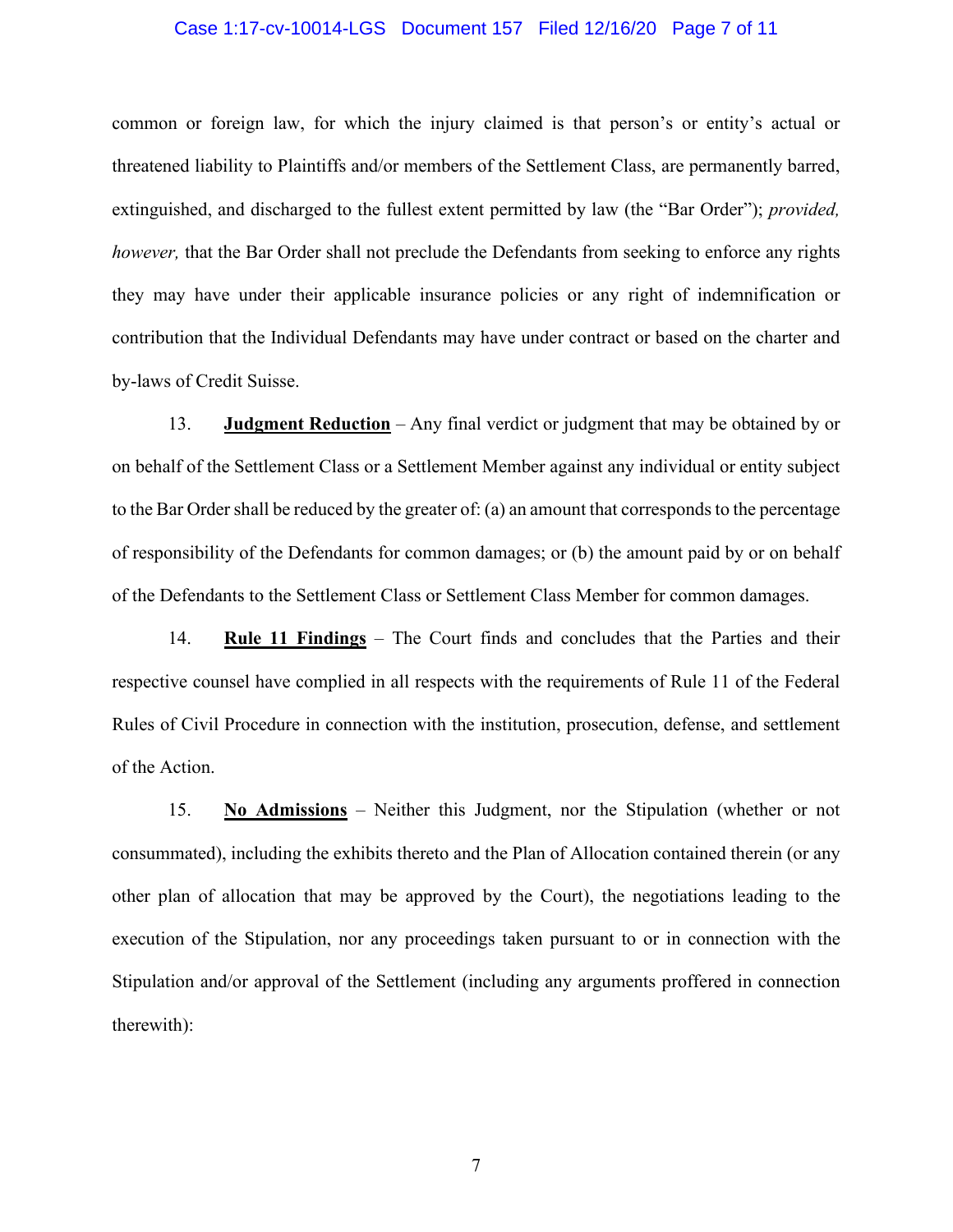common or foreign law, for which the injury claimed is that person's or entity's actual or threatened liability to Plaintiffs and/or members of the Settlement Class, are permanently barred, extinguished, and discharged to the fullest extent permitted by law (the "Bar Order"); *provided, however,* that the Bar Order shall not preclude the Defendants from seeking to enforce any rights they may have under their applicable insurance policies or any right of indemnification or contribution that the Individual Defendants may have under contract or based on the charter and by-laws of Credit Suisse.

13. **Judgment Reduction** – Any final verdict or judgment that may be obtained by or on behalf of the Settlement Class or a Settlement Member against any individual or entity subject to the Bar Order shall be reduced by the greater of: (a) an amount that corresponds to the percentage of responsibility of the Defendants for common damages; or (b) the amount paid by or on behalf of the Defendants to the Settlement Class or Settlement Class Member for common damages.

14. **Rule 11 Findings** – The Court finds and concludes that the Parties and their respective counsel have complied in all respects with the requirements of Rule 11 of the Federal Rules of Civil Procedure in connection with the institution, prosecution, defense, and settlement of the Action.

15. **No Admissions** – Neither this Judgment, nor the Stipulation (whether or not consummated), including the exhibits thereto and the Plan of Allocation contained therein (or any other plan of allocation that may be approved by the Court), the negotiations leading to the execution of the Stipulation, nor any proceedings taken pursuant to or in connection with the Stipulation and/or approval of the Settlement (including any arguments proffered in connection therewith):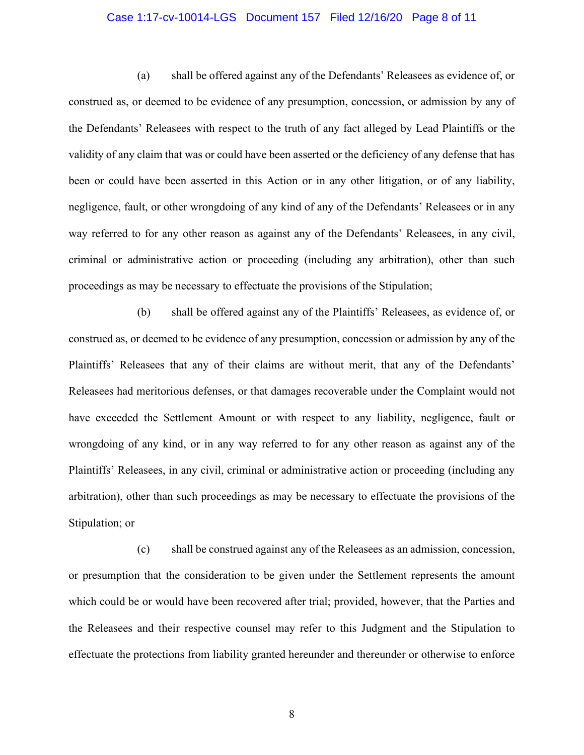(a) shall be offered against any of the Defendants' Releasees as evidence of, or construed as, or deemed to be evidence of any presumption, concession, or admission by any of the Defendants' Releasees with respect to the truth of any fact alleged by Lead Plaintiffs or the validity of any claim that was or could have been asserted or the deficiency of any defense that has been or could have been asserted in this Action or in any other litigation, or of any liability, negligence, fault, or other wrongdoing of any kind of any of the Defendants' Releasees or in any way referred to for any other reason as against any of the Defendants' Releasees, in any civil, criminal or administrative action or proceeding (including any arbitration), other than such proceedings as may be necessary to effectuate the provisions of the Stipulation;

(b) shall be offered against any of the Plaintiffs' Releasees, as evidence of, or construed as, or deemed to be evidence of any presumption, concession or admission by any of the Plaintiffs' Releasees that any of their claims are without merit, that any of the Defendants' Releasees had meritorious defenses, or that damages recoverable under the Complaint would not have exceeded the Settlement Amount or with respect to any liability, negligence, fault or wrongdoing of any kind, or in any way referred to for any other reason as against any of the Plaintiffs' Releasees, in any civil, criminal or administrative action or proceeding (including any arbitration), other than such proceedings as may be necessary to effectuate the provisions of the Stipulation; or

(c) shall be construed against any of the Releasees as an admission, concession, or presumption that the consideration to be given under the Settlement represents the amount which could be or would have been recovered after trial; provided, however, that the Parties and the Releasees and their respective counsel may refer to this Judgment and the Stipulation to effectuate the protections from liability granted hereunder and thereunder or otherwise to enforce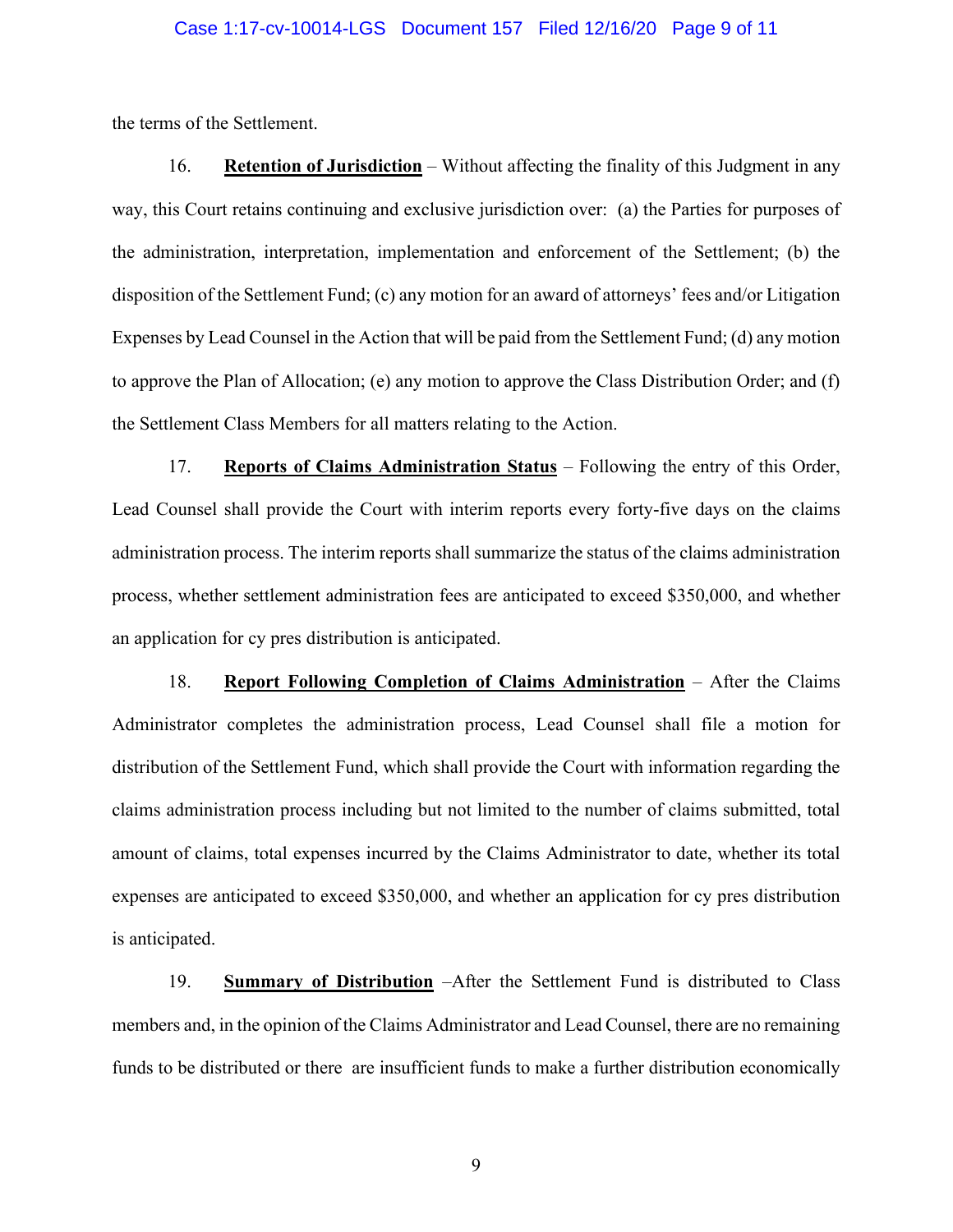the terms of the Settlement.

16. **Retention of Jurisdiction** – Without affecting the finality of this Judgment in any way, this Court retains continuing and exclusive jurisdiction over: (a) the Parties for purposes of the administration, interpretation, implementation and enforcement of the Settlement; (b) the disposition of the Settlement Fund; (c) any motion for an award of attorneys' fees and/or Litigation Expenses by Lead Counsel in the Action that will be paid from the Settlement Fund; (d) any motion to approve the Plan of Allocation; (e) any motion to approve the Class Distribution Order; and (f) the Settlement Class Members for all matters relating to the Action.

17. **Reports of Claims Administration Status** – Following the entry of this Order, Lead Counsel shall provide the Court with interim reports every forty-five days on the claims administration process. The interim reports shall summarize the status of the claims administration process, whether settlement administration fees are anticipated to exceed $350,000, and whether an application for cy pres distribution is anticipated.

18. **Report Following Completion of Claims Administration** – After the Claims Administrator completes the administration process, Lead Counsel shall file a motion for distribution of the Settlement Fund, which shall provide the Court with information regarding the claims administration process including but not limited to the number of claims submitted, total amount of claims, total expenses incurred by the Claims Administrator to date, whether its total expenses are anticipated to exceed $350,000, and whether an application for cy pres distribution is anticipated.

19. **Summary of Distribution** –After the Settlement Fund is distributed to Class members and, in the opinion of the Claims Administrator and Lead Counsel, there are no remaining funds to be distributed or there are insufficient funds to make a further distribution economically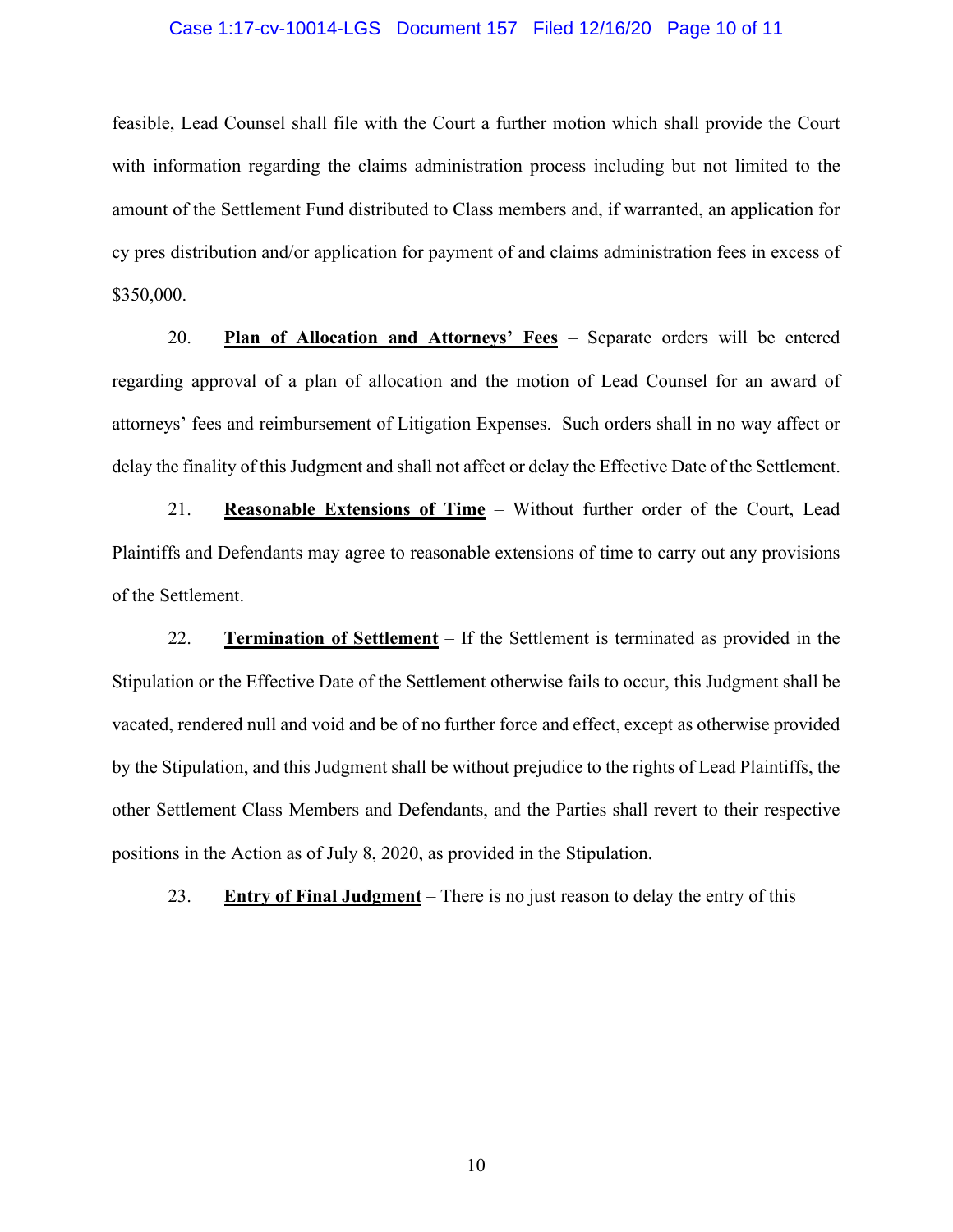feasible, Lead Counsel shall file with the Court a further motion which shall provide the Court with information regarding the claims administration process including but not limited to the amount of the Settlement Fund distributed to Class members and, if warranted, an application for cy pres distribution and/or application for payment of and claims administration fees in excess of $350,000.

20. **Plan of Allocation and Attorneys' Fees** – Separate orders will be entered regarding approval of a plan of allocation and the motion of Lead Counsel for an award of attorneys' fees and reimbursement of Litigation Expenses. Such orders shall in no way affect or delay the finality of this Judgment and shall not affect or delay the Effective Date of the Settlement.

21. **Reasonable Extensions of Time** – Without further order of the Court, Lead Plaintiffs and Defendants may agree to reasonable extensions of time to carry out any provisions of the Settlement.

22. **Termination of Settlement** – If the Settlement is terminated as provided in the Stipulation or the Effective Date of the Settlement otherwise fails to occur, this Judgment shall be vacated, rendered null and void and be of no further force and effect, except as otherwise provided by the Stipulation, and this Judgment shall be without prejudice to the rights of Lead Plaintiffs, the other Settlement Class Members and Defendants, and the Parties shall revert to their respective positions in the Action as of July 8, 2020, as provided in the Stipulation.

23. **Entry of Final Judgment** – There is no just reason to delay the entry of this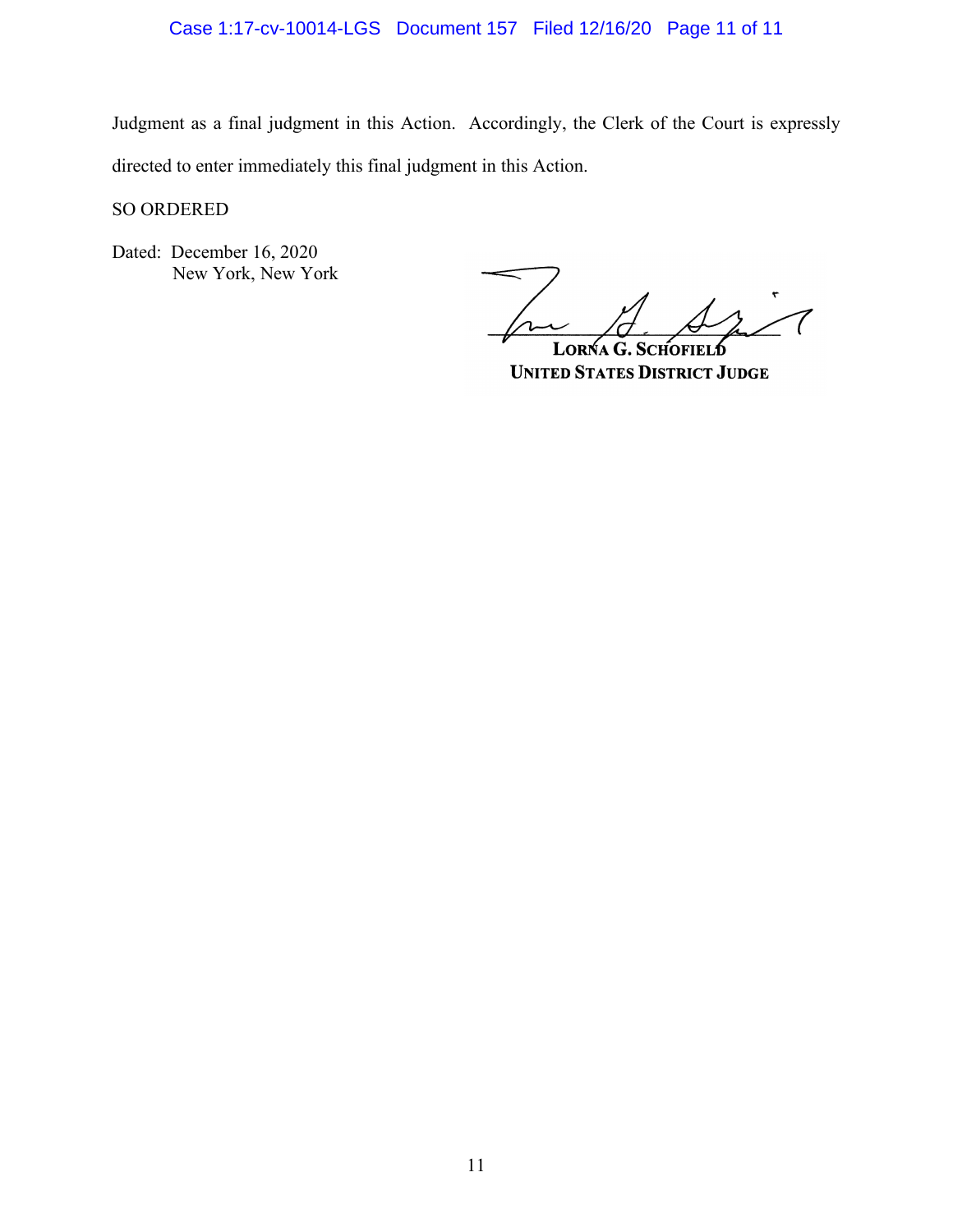Judgment as a final judgment in this Action. Accordingly, the Clerk of the Court is expressly directed to enter immediately this final judgment in this Action.

SO ORDERED

Dated: December 16, 2020
New York, New York

LORNA G. SCHOFIELD
UNITED STATES DISTRICT JUDGE